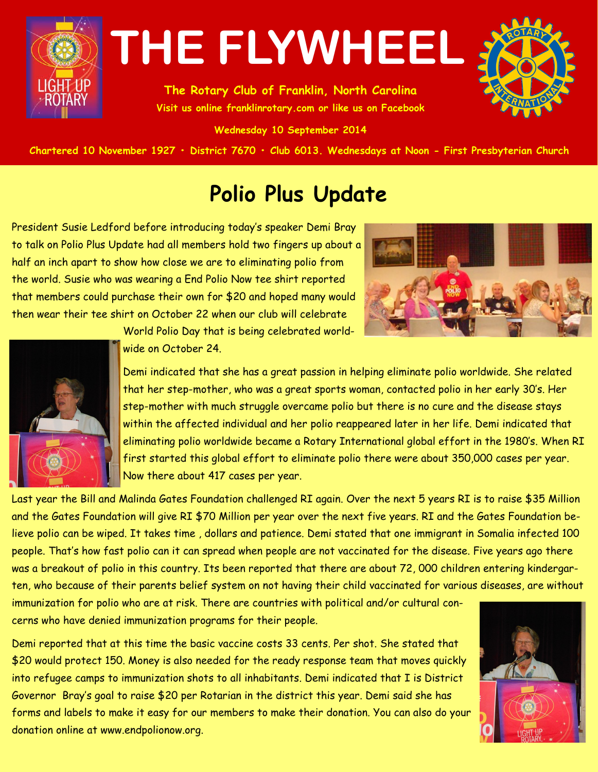# THE FLYWHEEL

**The Rotary Club of Franklin, North Carolina**

**Visit us online franklinrotary.com or like us on Facebook**

**Wednesday 10 September 2014**

**Chartered 10 November 1927 • District 7670 • Club 6013. Wednesdays at Noon - First Presbyterian Church**

## Polio Plus Update

President Susie Ledford before introducing today's speaker Demi Bray to talk on Polio Plus Update had all members hold two fingers up about a half an inch apart to show how close we are to eliminating polio from the world. Susie who was wearing a End Polio Now tee shirt reported that members could purchase their own for $20 and hoped many would then wear their tee shirt on October 22 when our club will celebrate World Polio Day that is being celebrated world-wide on October 24.

Demi indicated that she has a great passion in helping eliminate polio worldwide. She related that her step-mother, who was a great sports woman, contacted polio in her early 30's. Her step-mother with much struggle overcame polio but there is no cure and the disease stays within the affected individual and her polio reappeared later in her life. Demi indicated that eliminating polio worldwide became a Rotary International global effort in the 1980's. When RI first started this global effort to eliminate polio there were about 350,000 cases per year. Now there about 417 cases per year.

Last year the Bill and Malinda Gates Foundation challenged RI again. Over the next 5 years RI is to raise $35 Million and the Gates Foundation will give RI $70 Million per year over the next five years. RI and the Gates Foundation believe polio can be wiped. It takes time , dollars and patience. Demi stated that one immigrant in Somalia infected 100 people. That's how fast polio can it can spread when people are not vaccinated for the disease. Five years ago there was a breakout of polio in this country. Its been reported that there are about 72, 000 children entering kindergarten, who because of their parents belief system on not having their child vaccinated for various diseases, are without immunization for polio who are at risk. There are countries with political and/or cultural concerns who have denied immunization programs for their people.

Demi reported that at this time the basic vaccine costs 33 cents. Per shot. She stated that $20 would protect 150. Money is also needed for the ready response team that moves quickly into refugee camps to immunization shots to all inhabitants. Demi indicated that I is District Governor Bray's goal to raise $20 per Rotarian in the district this year. Demi said she has forms and labels to make it easy for our members to make their donation. You can also do your donation online at www.endpolionow.org.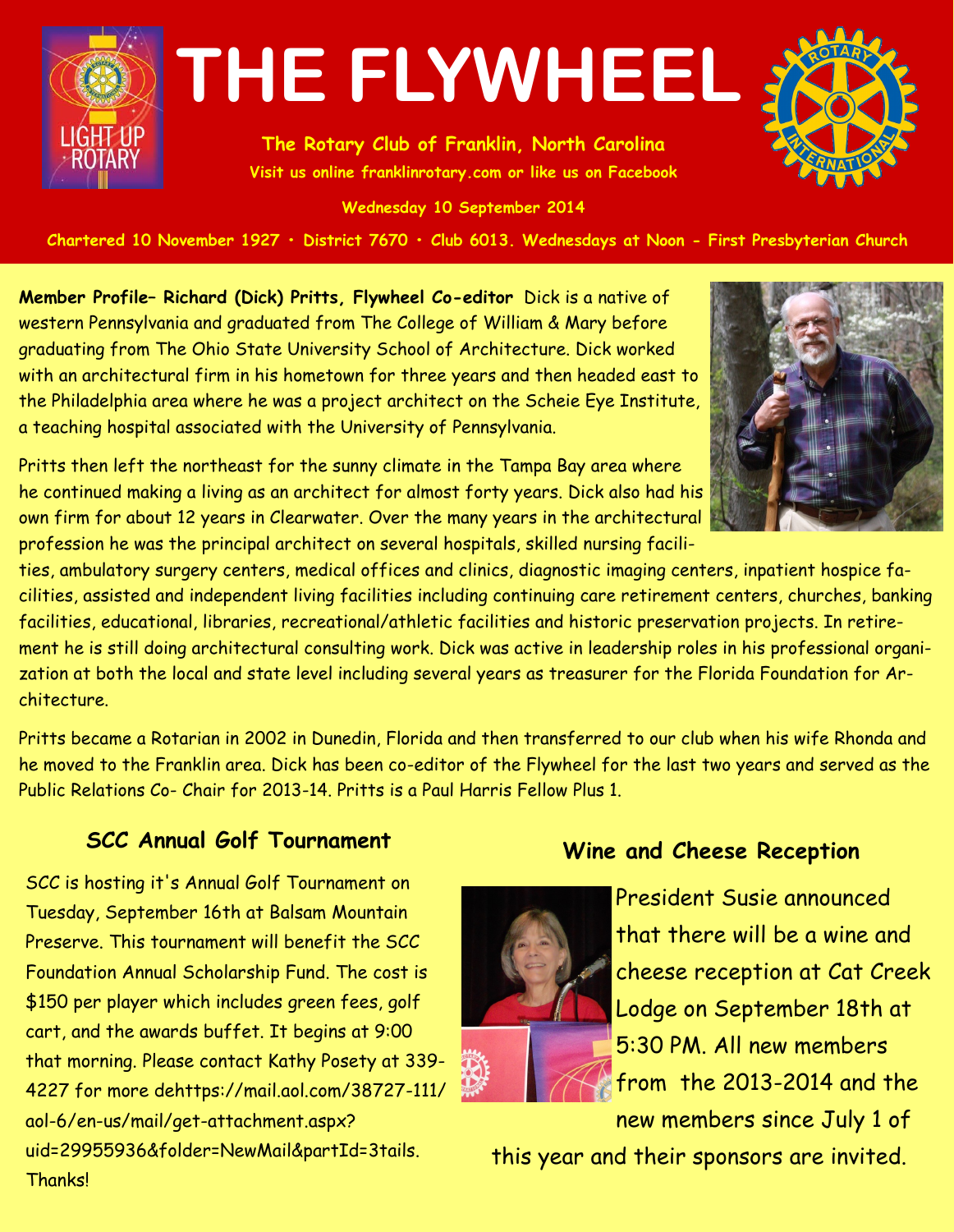# THE FLYWHEEL

**The Rotary Club of Franklin, North Carolina**
**Visit us online franklinrotary.com or like us on Facebook**

**Wednesday 10 September 2014**

**Chartered 10 November 1927 • District 7670 • Club 6013. Wednesdays at Noon - First Presbyterian Church**

**Member Profile– Richard (Dick) Pritts, Flywheel Co-editor** Dick is a native of western Pennsylvania and graduated from The College of William & Mary before graduating from The Ohio State University School of Architecture. Dick worked with an architectural firm in his hometown for three years and then headed east to the Philadelphia area where he was a project architect on the Scheie Eye Institute, a teaching hospital associated with the University of Pennsylvania.

Pritts then left the northeast for the sunny climate in the Tampa Bay area where he continued making a living as an architect for almost forty years. Dick also had his own firm for about 12 years in Clearwater. Over the many years in the architectural profession he was the principal architect on several hospitals, skilled nursing facilities, ambulatory surgery centers, medical offices and clinics, diagnostic imaging centers, inpatient hospice facilities, assisted and independent living facilities including continuing care retirement centers, churches, banking facilities, educational, libraries, recreational/athletic facilities and historic preservation projects. In retirement he is still doing architectural consulting work. Dick was active in leadership roles in his professional organization at both the local and state level including several years as treasurer for the Florida Foundation for Architecture.

Pritts became a Rotarian in 2002 in Dunedin, Florida and then transferred to our club when his wife Rhonda and he moved to the Franklin area. Dick has been co-editor of the Flywheel for the last two years and served as the Public Relations Co- Chair for 2013-14. Pritts is a Paul Harris Fellow Plus 1.

## SCC Annual Golf Tournament

SCC is hosting it's Annual Golf Tournament on Tuesday, September 16th at Balsam Mountain Preserve. This tournament will benefit the SCC Foundation Annual Scholarship Fund. The cost is $150 per player which includes green fees, golf cart, and the awards buffet. It begins at 9:00 that morning. Please contact Kathy Posety at 339-4227 for more dehttps://mail.aol.com/38727-111/aol-6/en-us/mail/get-attachment.aspx?uid=29955936&folder=NewMail&partId=3tails. Thanks!

## Wine and Cheese Reception

President Susie announced that there will be a wine and cheese reception at Cat Creek Lodge on September 18th at 5:30 PM. All new members from the 2013-2014 and the new members since July 1 of this year and their sponsors are invited.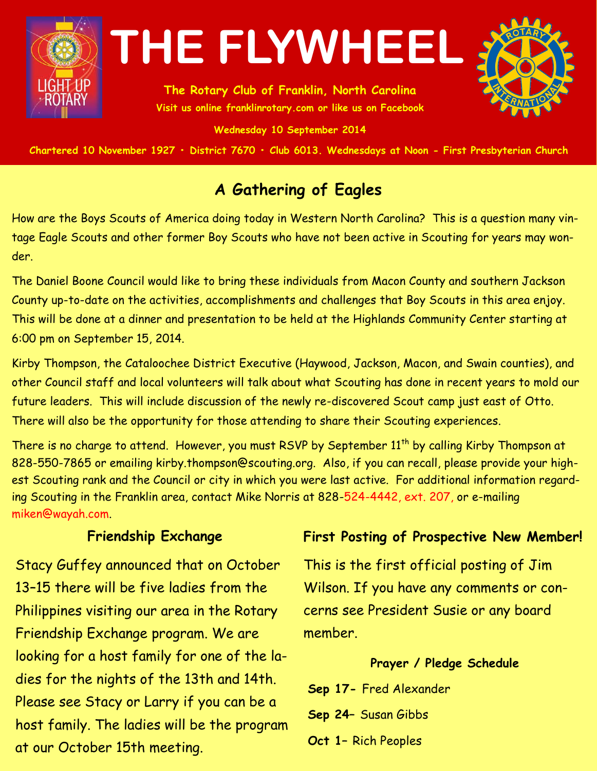# THE FLYWHEEL

**The Rotary Club of Franklin, North Carolina**

**Visit us online franklinrotary.com or like us on Facebook**

**Wednesday 10 September 2014**

**Chartered 10 November 1927 • District 7670 • Club 6013. Wednesdays at Noon - First Presbyterian Church**

## A Gathering of Eagles

How are the Boys Scouts of America doing today in Western North Carolina? This is a question many vintage Eagle Scouts and other former Boy Scouts who have not been active in Scouting for years may wonder.

The Daniel Boone Council would like to bring these individuals from Macon County and southern Jackson County up-to-date on the activities, accomplishments and challenges that Boy Scouts in this area enjoy. This will be done at a dinner and presentation to be held at the Highlands Community Center starting at 6:00 pm on September 15, 2014.

Kirby Thompson, the Cataloochee District Executive (Haywood, Jackson, Macon, and Swain counties), and other Council staff and local volunteers will talk about what Scouting has done in recent years to mold our future leaders. This will include discussion of the newly re-discovered Scout camp just east of Otto. There will also be the opportunity for those attending to share their Scouting experiences.

There is no charge to attend. However, you must RSVP by September 11th by calling Kirby Thompson at 828-550-7865 or emailing kirby.thompson@scouting.org. Also, if you can recall, please provide your highest Scouting rank and the Council or city in which you were last active. For additional information regarding Scouting in the Franklin area, contact Mike Norris at 828-524-4442, ext. 207, or e-mailing miken@wayah.com.

### Friendship Exchange

Stacy Guffey announced that on October 13–15 there will be five ladies from the Philippines visiting our area in the Rotary Friendship Exchange program. We are looking for a host family for one of the ladies for the nights of the 13th and 14th. Please see Stacy or Larry if you can be a host family. The ladies will be the program at our October 15th meeting.

### First Posting of Prospective New Member!

This is the first official posting of Jim Wilson. If you have any comments or concerns see President Susie or any board member.

#### Prayer / Pledge Schedule

**Sep 17-** Fred Alexander

**Sep 24–** Susan Gibbs

**Oct 1–** Rich Peoples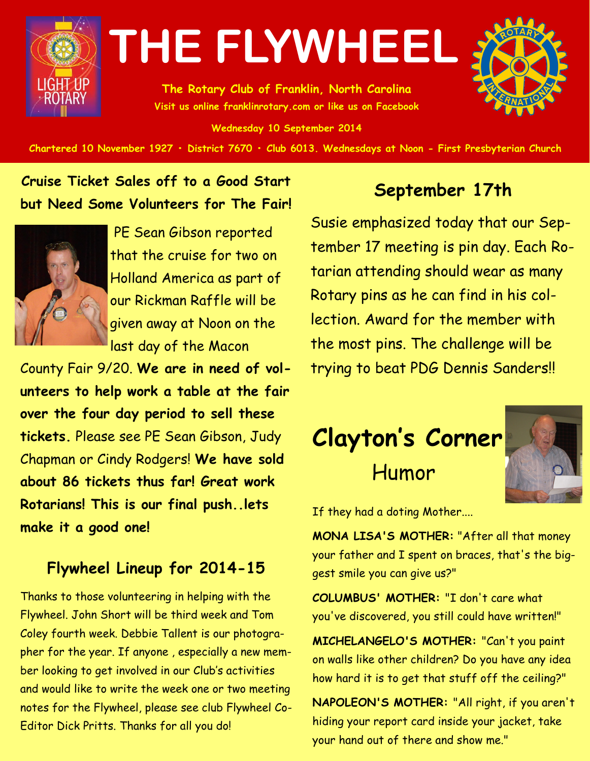# THE FLYWHEEL

**The Rotary Club of Franklin, North Carolina**
**Visit us online franklinrotary.com or like us on Facebook**

**Wednesday 10 September 2014**

**Chartered 10 November 1927 • District 7670 • Club 6013. Wednesdays at Noon - First Presbyterian Church**

## Cruise Ticket Sales off to a Good Start but Need Some Volunteers for The Fair!

PE Sean Gibson reported that the cruise for two on Holland America as part of our Rickman Raffle will be given away at Noon on the last day of the Macon County Fair 9/20. **We are in need of volunteers to help work a table at the fair over the four day period to sell these tickets.** Please see PE Sean Gibson, Judy Chapman or Cindy Rodgers! **We have sold about 86 tickets thus far! Great work Rotarians! This is our final push..lets make it a good one!**

## Flywheel Lineup for 2014-15

Thanks to those volunteering in helping with the Flywheel. John Short will be third week and Tom Coley fourth week. Debbie Tallent is our photographer for the year. If anyone , especially a new member looking to get involved in our Club's activities and would like to write the week one or two meeting notes for the Flywheel, please see club Flywheel Co-Editor Dick Pritts. Thanks for all you do!

## September 17th

Susie emphasized today that our September 17 meeting is pin day. Each Rotarian attending should wear as many Rotary pins as he can find in his collection. Award for the member with the most pins. The challenge will be trying to beat PDG Dennis Sanders!!

## Clayton's Corner

### Humor

If they had a doting Mother....

**MONA LISA'S MOTHER:** "After all that money your father and I spent on braces, that's the biggest smile you can give us?"

**COLUMBUS' MOTHER:** "I don't care what you've discovered, you still could have written!"

**MICHELANGELO'S MOTHER:** "Can't you paint on walls like other children? Do you have any idea how hard it is to get that stuff off the ceiling?"

**NAPOLEON'S MOTHER:** "All right, if you aren't hiding your report card inside your jacket, take your hand out of there and show me."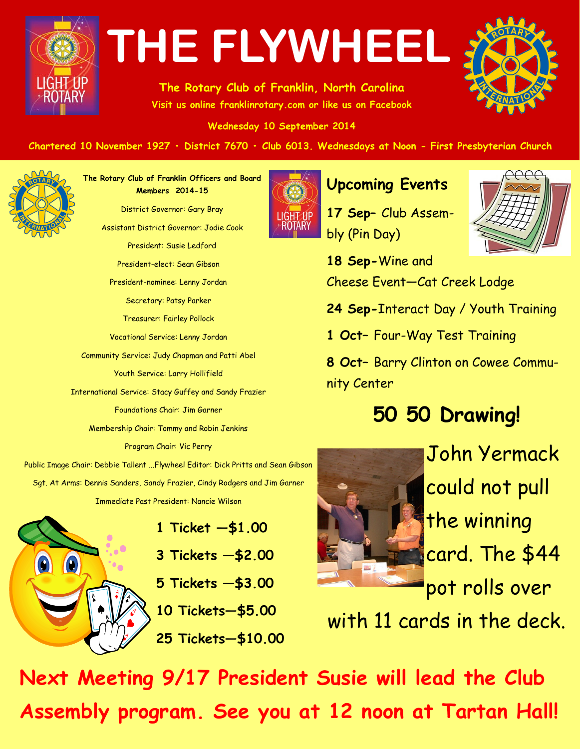# THE FLYWHEEL

**The Rotary Club of Franklin, North Carolina**

**Visit us online franklinrotary.com or like us on Facebook**

**Wednesday 10 September 2014**

**Chartered 10 November 1927 • District 7670 • Club 6013. Wednesdays at Noon - First Presbyterian Church**

**The Rotary Club of Franklin Officers and Board Members 2014-15**

District Governor: Gary Bray

Assistant District Governor: Jodie Cook

President: Susie Ledford

President-elect: Sean Gibson

President-nominee: Lenny Jordan

Secretary: Patsy Parker

Treasurer: Fairley Pollock

Vocational Service: Lenny Jordan

Community Service: Judy Chapman and Patti Abel

Youth Service: Larry Hollifield

International Service: Stacy Guffey and Sandy Frazier

Foundations Chair: Jim Garner

Membership Chair: Tommy and Robin Jenkins

Program Chair: Vic Perry

Public Image Chair: Debbie Tallent ...Flywheel Editor: Dick Pritts and Sean Gibson

Sgt. At Arms: Dennis Sanders, Sandy Frazier, Cindy Rodgers and Jim Garner

Immediate Past President: Nancie Wilson

**1 Ticket —$1.00**

**3 Tickets —$2.00**

**5 Tickets —$3.00**

**10 Tickets—$5.00**

**25 Tickets—$10.00**

## Upcoming Events

**17 Sep**– Club Assembly (Pin Day)

**18 Sep**-Wine and Cheese Event—Cat Creek Lodge

**24 Sep**-Interact Day / Youth Training

**1 Oct**– Four-Way Test Training

**8 Oct**– Barry Clinton on Cowee Community Center

## 50 50 Drawing!

John Yermack could not pull the winning card. The $44 pot rolls over with 11 cards in the deck.

**Next Meeting 9/17 President Susie will lead the Club Assembly program. See you at 12 noon at Tartan Hall!**